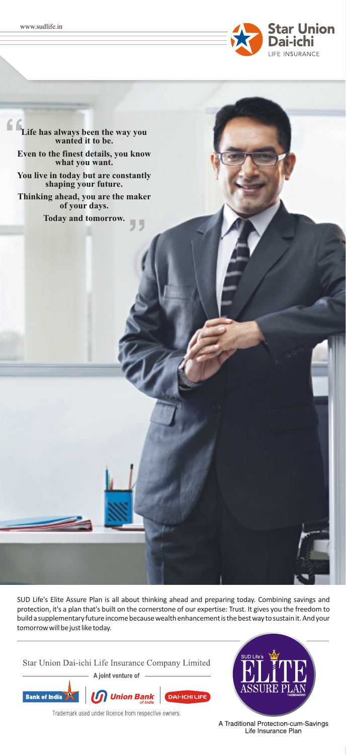www.sudlife.in

Star Union Dai-ichi LIFE INSURANCE

> "Life has always been the way you wanted it to be.
>
> Even to the finest details, you know what you want.
>
> You live in today but are constantly shaping your future.
>
> Thinking ahead, you are the maker of your days.
>
> Today and tomorrow."

SUD Life's Elite Assure Plan is all about thinking ahead and preparing today. Combining savings and protection, it's a plan that's built on the cornerstone of our expertise: Trust. It gives you the freedom to build a supplementary future income because wealth enhancement is the best way to sustain it. And your tomorrow will be just like today.

Star Union Dai-ichi Life Insurance Company Limited

A joint venture of

Bank of India | Union Bank of India | DAI-ICHI LIFE

Trademark used under licence from respective owners.

SUD Life's ELITE ASSURE PLAN 142N040V01

A Traditional Protection-cum-Savings Life Insurance Plan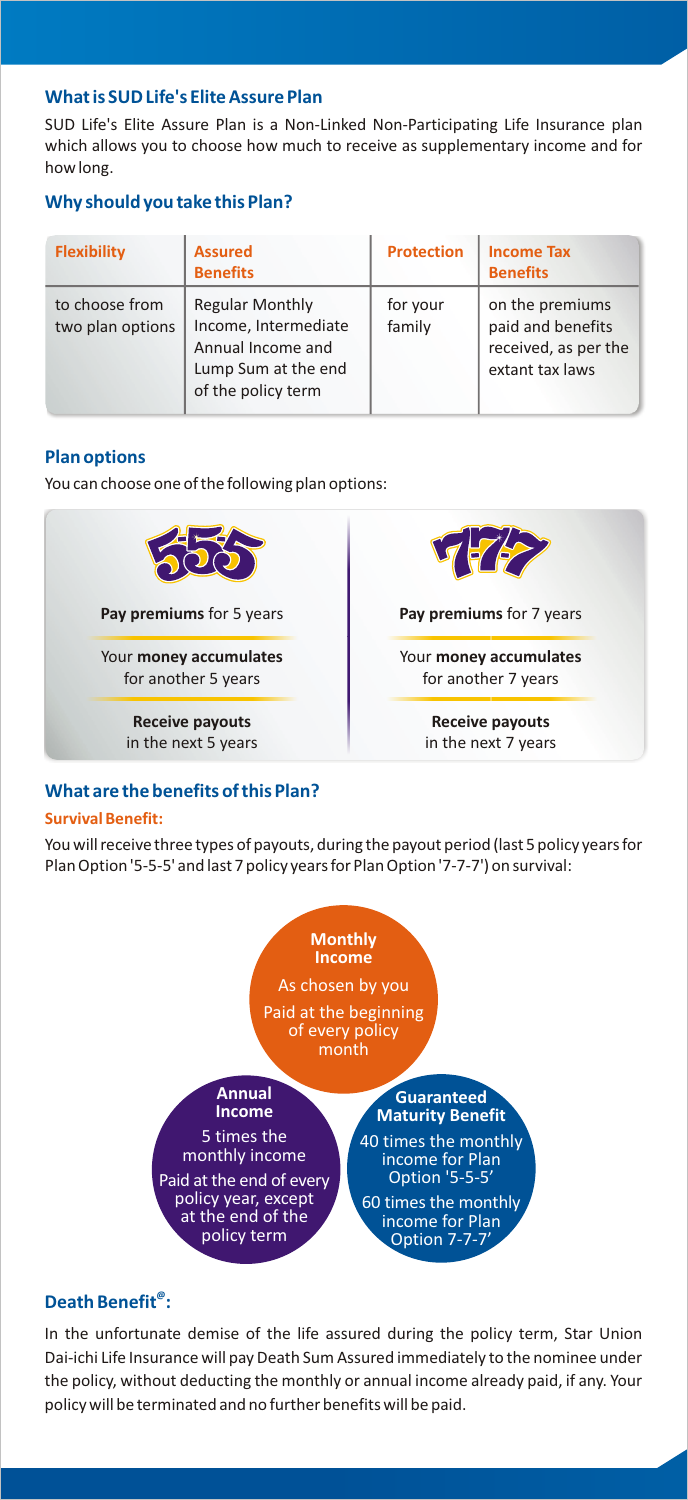### What is SUD Life's Elite Assure Plan

SUD Life's Elite Assure Plan is a Non-Linked Non-Participating Life Insurance plan which allows you to choose how much to receive as supplementary income and for how long.

### Why should you take this Plan?

| Flexibility | Assured Benefits | Protection | Income Tax Benefits |
|---|---|---|---|
| to choose from two plan options | Regular Monthly Income, Intermediate Annual Income and Lump Sum at the end of the policy term | for your family | on the premiums paid and benefits received, as per the extant tax laws |

### Plan options

You can choose one of the following plan options:

| 5-5-5 | 7-7-7 |
|---|---|
| **Pay premiums** for 5 years | **Pay premiums** for 7 years |
| Your **money accumulates** for another 5 years | Your **money accumulates** for another 7 years |
| **Receive payouts** in the next 5 years | **Receive payouts** in the next 7 years |

### What are the benefits of this Plan?

#### Survival Benefit:

You will receive three types of payouts, during the payout period (last 5 policy years for Plan Option '5-5-5' and last 7 policy years for Plan Option '7-7-7') on survival:

**Monthly Income**
As chosen by you
Paid at the beginning of every policy month

**Annual Income**
5 times the monthly income
Paid at the end of every policy year, except at the end of the policy term

**Guaranteed Maturity Benefit**
40 times the monthly income for Plan Option '5-5-5'
60 times the monthly income for Plan Option 7-7-7'

### Death Benefit[@]:

In the unfortunate demise of the life assured during the policy term, Star Union Dai-ichi Life Insurance will pay Death Sum Assured immediately to the nominee under the policy, without deducting the monthly or annual income already paid, if any. Your policy will be terminated and no further benefits will be paid.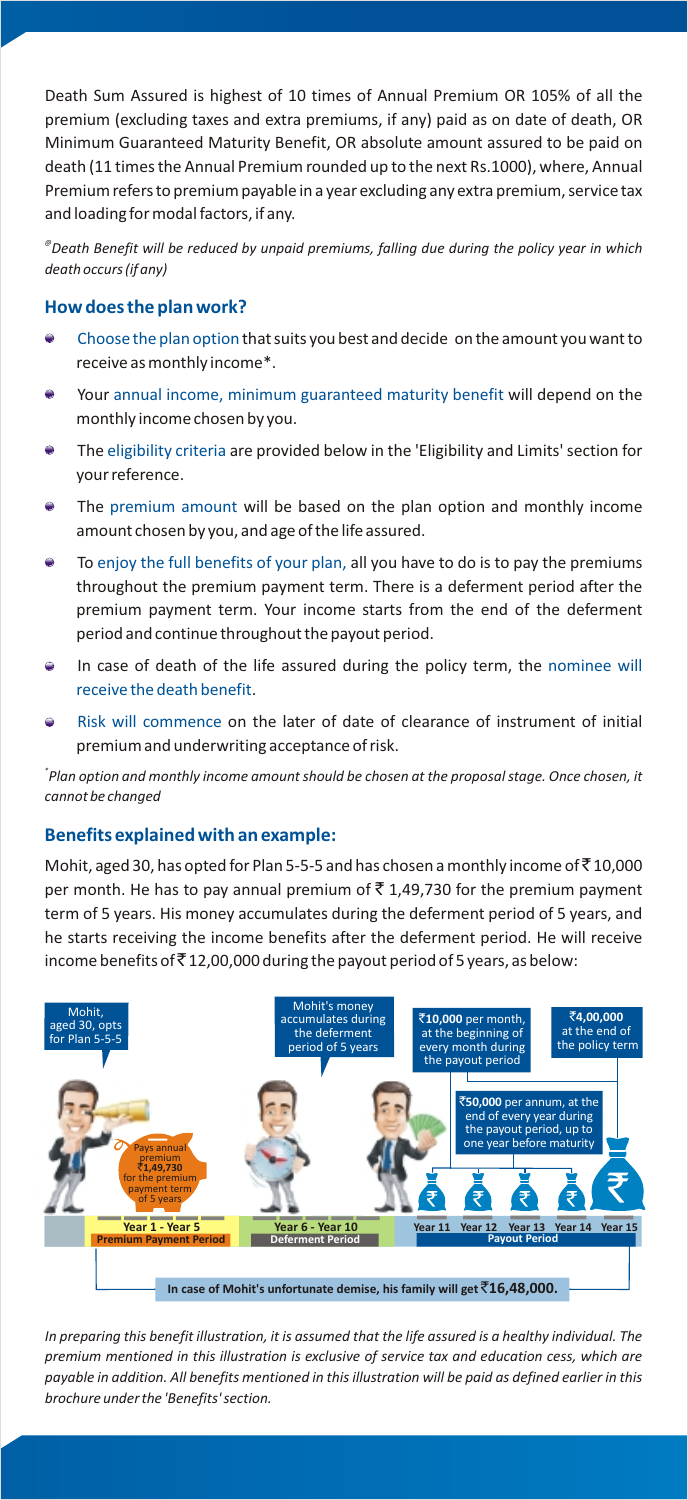Death Sum Assured is highest of 10 times of Annual Premium OR 105% of all the premium (excluding taxes and extra premiums, if any) paid as on date of death, OR Minimum Guaranteed Maturity Benefit, OR absolute amount assured to be paid on death (11 times the Annual Premium rounded up to the next Rs.1000), where, Annual Premium refers to premium payable in a year excluding any extra premium, service tax and loading for modal factors, if any.

*[@]Death Benefit will be reduced by unpaid premiums, falling due during the policy year in which death occurs (if any)*

## How does the plan work?

- Choose the plan option that suits you best and decide on the amount you want to receive as monthly income*.
- Your annual income, minimum guaranteed maturity benefit will depend on the monthly income chosen by you.
- The eligibility criteria are provided below in the 'Eligibility and Limits' section for your reference.
- The premium amount will be based on the plan option and monthly income amount chosen by you, and age of the life assured.
- To enjoy the full benefits of your plan, all you have to do is to pay the premiums throughout the premium payment term. There is a deferment period after the premium payment term. Your income starts from the end of the deferment period and continue throughout the payout period.
- In case of death of the life assured during the policy term, the nominee will receive the death benefit.
- Risk will commence on the later of date of clearance of instrument of initial premium and underwriting acceptance of risk.

*[*]Plan option and monthly income amount should be chosen at the proposal stage. Once chosen, it cannot be changed*

## Benefits explained with an example:

Mohit, aged 30, has opted for Plan 5-5-5 and has chosen a monthly income of ₹ 10,000 per month. He has to pay annual premium of ₹ 1,49,730 for the premium payment term of 5 years. His money accumulates during the deferment period of 5 years, and he starts receiving the income benefits after the deferment period. He will receive income benefits of ₹ 12,00,000 during the payout period of 5 years, as below:

Mohit, aged 30, opts for Plan 5-5-5

Pays annual premium ₹1,49,730 for the premium payment term of 5 years

Mohit's money accumulates during the deferment period of 5 years

₹**10,000** per month, at the beginning of every month during the payout period

₹**4,00,000** at the end of the policy term

₹**50,000** per annum, at the end of every year during the payout period, up to one year before maturity

| Year 1 - Year 5 | Year 6 - Year 10 | Year 11 | Year 12 | Year 13 | Year 14 | Year 15 |
|---|---|---|---|---|---|---|
| Premium Payment Period | Deferment Period | Payout Period | | | | |

**In case of Mohit's unfortunate demise, his family will get ₹16,48,000.**

*In preparing this benefit illustration, it is assumed that the life assured is a healthy individual. The premium mentioned in this illustration is exclusive of service tax and education cess, which are payable in addition. All benefits mentioned in this illustration will be paid as defined earlier in this brochure under the 'Benefits' section.*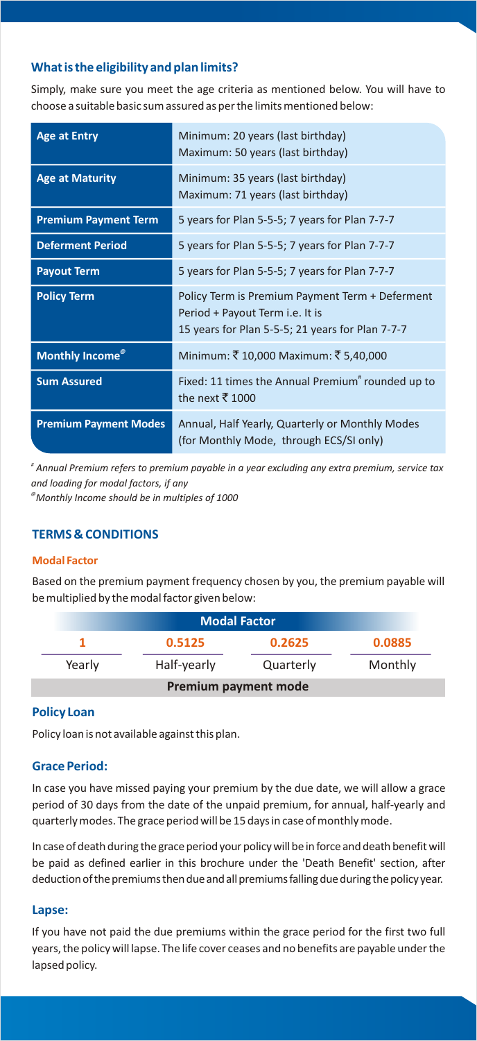## What is the eligibility and plan limits?

Simply, make sure you meet the age criteria as mentioned below. You will have to choose a suitable basic sum assured as per the limits mentioned below:

| | |
|---|---|
| **Age at Entry** | Minimum: 20 years (last birthday)<br>Maximum: 50 years (last birthday) |
| **Age at Maturity** | Minimum: 35 years (last birthday)<br>Maximum: 71 years (last birthday) |
| **Premium Payment Term** | 5 years for Plan 5-5-5; 7 years for Plan 7-7-7 |
| **Deferment Period** | 5 years for Plan 5-5-5; 7 years for Plan 7-7-7 |
| **Payout Term** | 5 years for Plan 5-5-5; 7 years for Plan 7-7-7 |
| **Policy Term** | Policy Term is Premium Payment Term + Deferment Period + Payout Term i.e. It is 15 years for Plan 5-5-5; 21 years for Plan 7-7-7 |
| **Monthly Income[@]** | Minimum: ₹ 10,000 Maximum: ₹ 5,40,000 |
| **Sum Assured** | Fixed: 11 times the Annual Premium[#] rounded up to the next ₹ 1000 |
| **Premium Payment Modes** | Annual, Half Yearly, Quarterly or Monthly Modes (for Monthly Mode, through ECS/SI only) |

*[#] Annual Premium refers to premium payable in a year excluding any extra premium, service tax and loading for modal factors, if any*

*[@] Monthly Income should be in multiples of 1000*

## TERMS & CONDITIONS

### Modal Factor

Based on the premium payment frequency chosen by you, the premium payable will be multiplied by the modal factor given below:

| Premium payment mode | Yearly | Half-yearly | Quarterly | Monthly |
|---|---|---|---|---|
| **Modal Factor** | 1 | 0.5125 | 0.2625 | 0.0885 |

### Policy Loan

Policy loan is not available against this plan.

### Grace Period:

In case you have missed paying your premium by the due date, we will allow a grace period of 30 days from the date of the unpaid premium, for annual, half-yearly and quarterly modes. The grace period will be 15 days in case of monthly mode.

In case of death during the grace period your policy will be in force and death benefit will be paid as defined earlier in this brochure under the 'Death Benefit' section, after deduction of the premiums then due and all premiums falling due during the policy year.

### Lapse:

If you have not paid the due premiums within the grace period for the first two full years, the policy will lapse. The life cover ceases and no benefits are payable under the lapsed policy.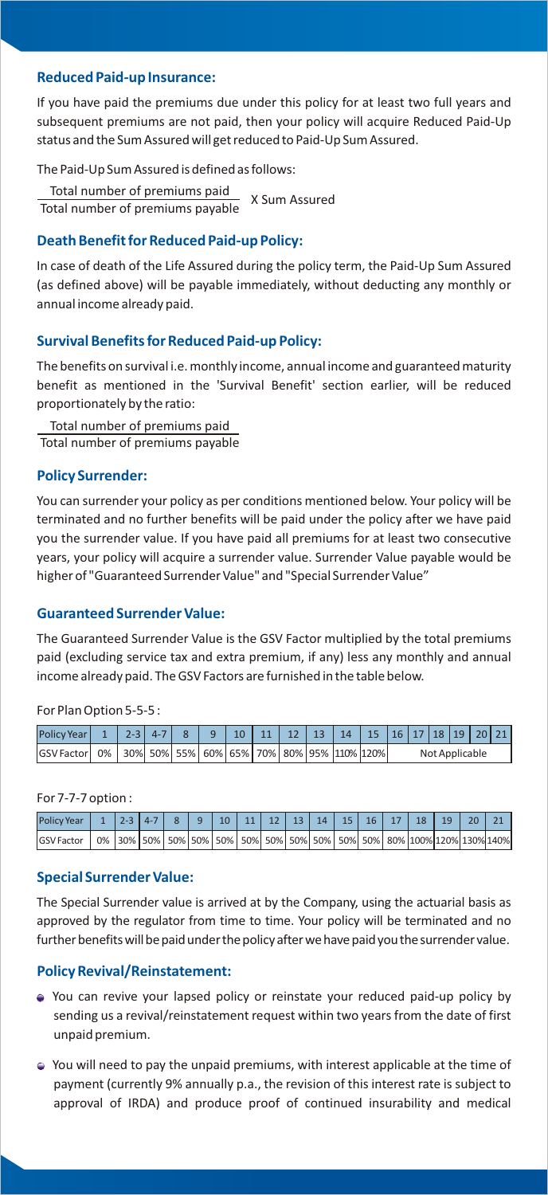## Reduced Paid-up Insurance:

If you have paid the premiums due under this policy for at least two full years and subsequent premiums are not paid, then your policy will acquire Reduced Paid-Up status and the Sum Assured will get reduced to Paid-Up Sum Assured.

The Paid-Up Sum Assured is defined as follows:

$$\frac{\text{Total number of premiums paid}}{\text{Total number of premiums payable}} \text{ X Sum Assured}$$

## Death Benefit for Reduced Paid-up Policy:

In case of death of the Life Assured during the policy term, the Paid-Up Sum Assured (as defined above) will be payable immediately, without deducting any monthly or annual income already paid.

## Survival Benefits for Reduced Paid-up Policy:

The benefits on survival i.e. monthly income, annual income and guaranteed maturity benefit as mentioned in the 'Survival Benefit' section earlier, will be reduced proportionately by the ratio:

$$\frac{\text{Total number of premiums paid}}{\text{Total number of premiums payable}}$$

## Policy Surrender:

You can surrender your policy as per conditions mentioned below. Your policy will be terminated and no further benefits will be paid under the policy after we have paid you the surrender value. If you have paid all premiums for at least two consecutive years, your policy will acquire a surrender value. Surrender Value payable would be higher of "Guaranteed Surrender Value" and "Special Surrender Value"

## Guaranteed Surrender Value:

The Guaranteed Surrender Value is the GSV Factor multiplied by the total premiums paid (excluding service tax and extra premium, if any) less any monthly and annual income already paid. The GSV Factors are furnished in the table below.

For Plan Option 5-5-5 :

| Policy Year | 1 | 2-3 | 4-7 | 8 | 9 | 10 | 11 | 12 | 13 | 14 | 15 | 16 | 17 | 18 | 19 | 20 | 21 |
|---|---|---|---|---|---|---|---|---|---|---|---|---|---|---|---|---|---|
| GSV Factor | 0% | 30% | 50% | 55% | 60% | 65% | 70% | 80% | 95% | 110% | 120% | Not Applicable | | | | | |

For 7-7-7 option :

| Policy Year | 1 | 2-3 | 4-7 | 8 | 9 | 10 | 11 | 12 | 13 | 14 | 15 | 16 | 17 | 18 | 19 | 20 | 21 |
|---|---|---|---|---|---|---|---|---|---|---|---|---|---|---|---|---|---|
| GSV Factor | 0% | 30% | 50% | 50% | 50% | 50% | 50% | 50% | 50% | 50% | 50% | 50% | 80% | 100% | 120% | 130% | 140% |

## Special Surrender Value:

The Special Surrender value is arrived at by the Company, using the actuarial basis as approved by the regulator from time to time. Your policy will be terminated and no further benefits will be paid under the policy after we have paid you the surrender value.

## Policy Revival/Reinstatement:

- You can revive your lapsed policy or reinstate your reduced paid-up policy by sending us a revival/reinstatement request within two years from the date of first unpaid premium.
- You will need to pay the unpaid premiums, with interest applicable at the time of payment (currently 9% annually p.a., the revision of this interest rate is subject to approval of IRDA) and produce proof of continued insurability and medical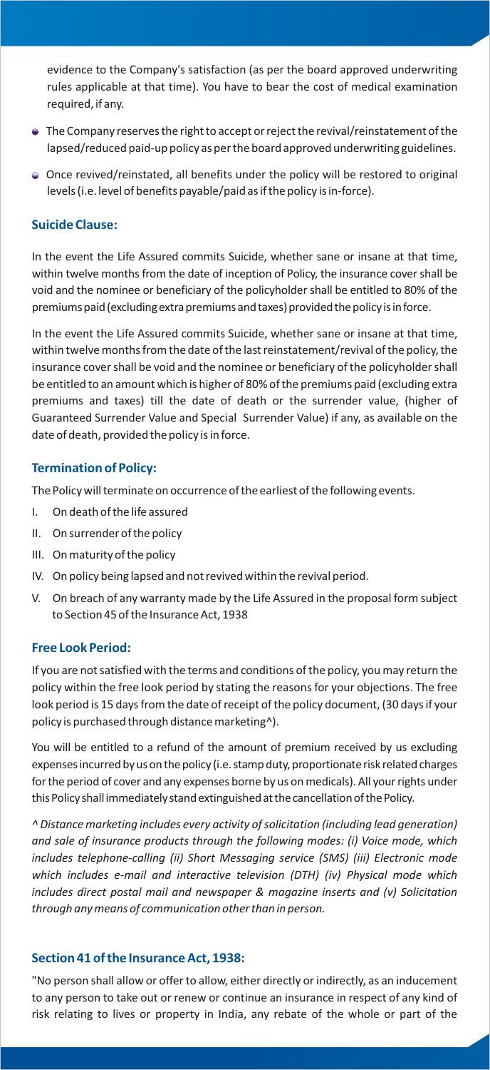evidence to the Company's satisfaction (as per the board approved underwriting rules applicable at that time). You have to bear the cost of medical examination required, if any.

- The Company reserves the right to accept or reject the revival/reinstatement of the lapsed/reduced paid-up policy as per the board approved underwriting guidelines.
- Once revived/reinstated, all benefits under the policy will be restored to original levels (i.e. level of benefits payable/paid as if the policy is in-force).

### Suicide Clause:

In the event the Life Assured commits Suicide, whether sane or insane at that time, within twelve months from the date of inception of Policy, the insurance cover shall be void and the nominee or beneficiary of the policyholder shall be entitled to 80% of the premiums paid (excluding extra premiums and taxes) provided the policy is in force.

In the event the Life Assured commits Suicide, whether sane or insane at that time, within twelve months from the date of the last reinstatement/revival of the policy, the insurance cover shall be void and the nominee or beneficiary of the policyholder shall be entitled to an amount which is higher of 80% of the premiums paid (excluding extra premiums and taxes) till the date of death or the surrender value, (higher of Guaranteed Surrender Value and Special Surrender Value) if any, as available on the date of death, provided the policy is in force.

### Termination of Policy:

The Policy will terminate on occurrence of the earliest of the following events.

I. On death of the life assured

II. On surrender of the policy

III. On maturity of the policy

IV. On policy being lapsed and not revived within the revival period.

V. On breach of any warranty made by the Life Assured in the proposal form subject to Section 45 of the Insurance Act, 1938

### Free Look Period:

If you are not satisfied with the terms and conditions of the policy, you may return the policy within the free look period by stating the reasons for your objections. The free look period is 15 days from the date of receipt of the policy document, (30 days if your policy is purchased through distance marketing^).

You will be entitled to a refund of the amount of premium received by us excluding expenses incurred by us on the policy (i.e. stamp duty, proportionate risk related charges for the period of cover and any expenses borne by us on medicals). All your rights under this Policy shall immediately stand extinguished at the cancellation of the Policy.

*^ Distance marketing includes every activity of solicitation (including lead generation) and sale of insurance products through the following modes: (i) Voice mode, which includes telephone-calling (ii) Short Messaging service (SMS) (iii) Electronic mode which includes e-mail and interactive television (DTH) (iv) Physical mode which includes direct postal mail and newspaper & magazine inserts and (v) Solicitation through any means of communication other than in person.*

### Section 41 of the Insurance Act, 1938:

"No person shall allow or offer to allow, either directly or indirectly, as an inducement to any person to take out or renew or continue an insurance in respect of any kind of risk relating to lives or property in India, any rebate of the whole or part of the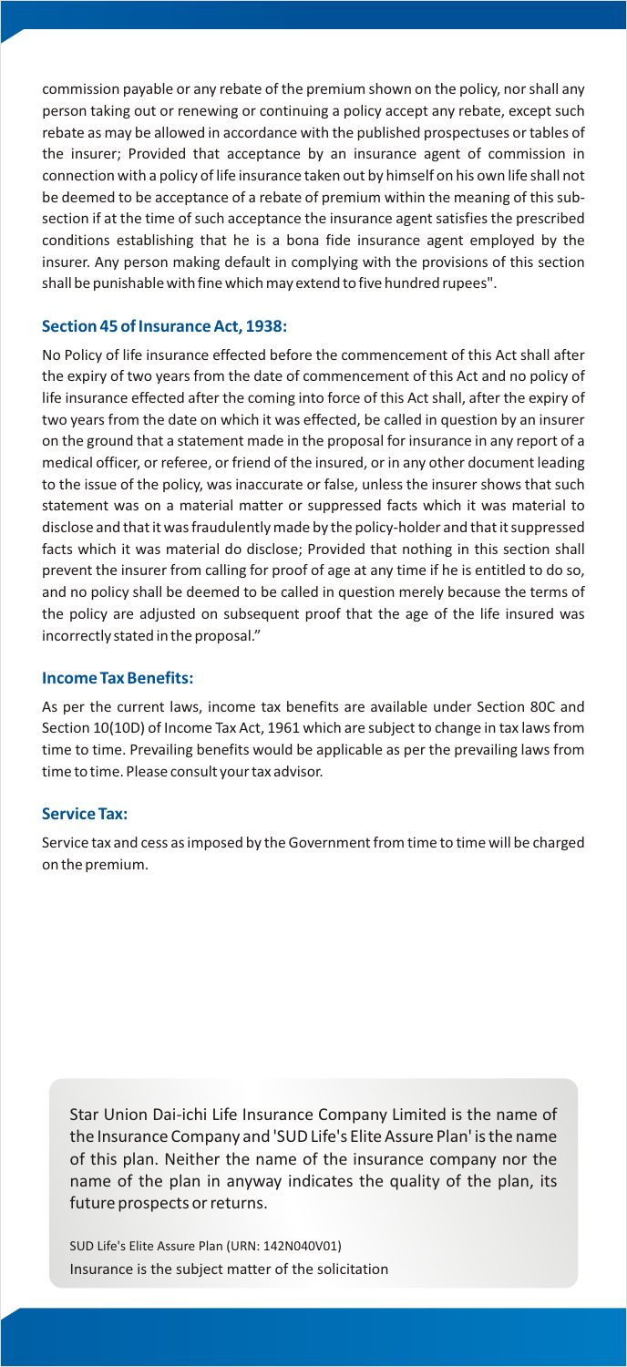commission payable or any rebate of the premium shown on the policy, nor shall any person taking out or renewing or continuing a policy accept any rebate, except such rebate as may be allowed in accordance with the published prospectuses or tables of the insurer; Provided that acceptance by an insurance agent of commission in connection with a policy of life insurance taken out by himself on his own life shall not be deemed to be acceptance of a rebate of premium within the meaning of this sub-section if at the time of such acceptance the insurance agent satisfies the prescribed conditions establishing that he is a bona fide insurance agent employed by the insurer. Any person making default in complying with the provisions of this section shall be punishable with fine which may extend to five hundred rupees".

### Section 45 of Insurance Act, 1938:

No Policy of life insurance effected before the commencement of this Act shall after the expiry of two years from the date of commencement of this Act and no policy of life insurance effected after the coming into force of this Act shall, after the expiry of two years from the date on which it was effected, be called in question by an insurer on the ground that a statement made in the proposal for insurance in any report of a medical officer, or referee, or friend of the insured, or in any other document leading to the issue of the policy, was inaccurate or false, unless the insurer shows that such statement was on a material matter or suppressed facts which it was material to disclose and that it was fraudulently made by the policy-holder and that it suppressed facts which it was material do disclose; Provided that nothing in this section shall prevent the insurer from calling for proof of age at any time if he is entitled to do so, and no policy shall be deemed to be called in question merely because the terms of the policy are adjusted on subsequent proof that the age of the life insured was incorrectly stated in the proposal."

### Income Tax Benefits:

As per the current laws, income tax benefits are available under Section 80C and Section 10(10D) of Income Tax Act, 1961 which are subject to change in tax laws from time to time. Prevailing benefits would be applicable as per the prevailing laws from time to time. Please consult your tax advisor.

### Service Tax:

Service tax and cess as imposed by the Government from time to time will be charged on the premium.

Star Union Dai-ichi Life Insurance Company Limited is the name of the Insurance Company and 'SUD Life's Elite Assure Plan' is the name of this plan. Neither the name of the insurance company nor the name of the plan in anyway indicates the quality of the plan, its future prospects or returns.

SUD Life's Elite Assure Plan (URN: 142N040V01)

Insurance is the subject matter of the solicitation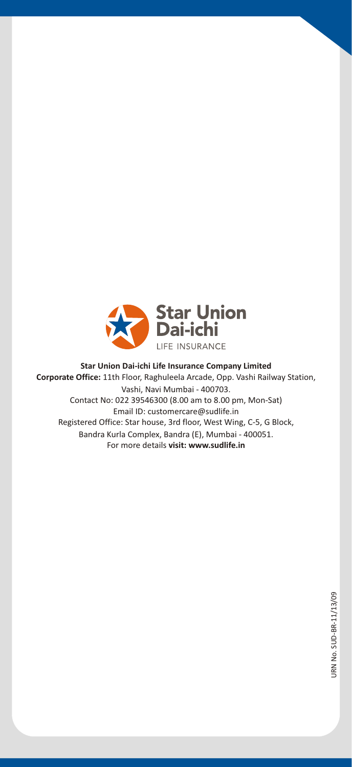Star Union Dai-ichi
LIFE INSURANCE

**Star Union Dai-ichi Life Insurance Company Limited**

**Corporate Office:** 11th Floor, Raghuleela Arcade, Opp. Vashi Railway Station, Vashi, Navi Mumbai - 400703.

Contact No: 022 39546300 (8.00 am to 8.00 pm, Mon-Sat)

Email ID: customercare@sudlife.in

Registered Office: Star house, 3rd floor, West Wing, C-5, G Block, Bandra Kurla Complex, Bandra (E), Mumbai - 400051.

For more details **visit: www.sudlife.in**

URN No. SUD-BR-11/13/09